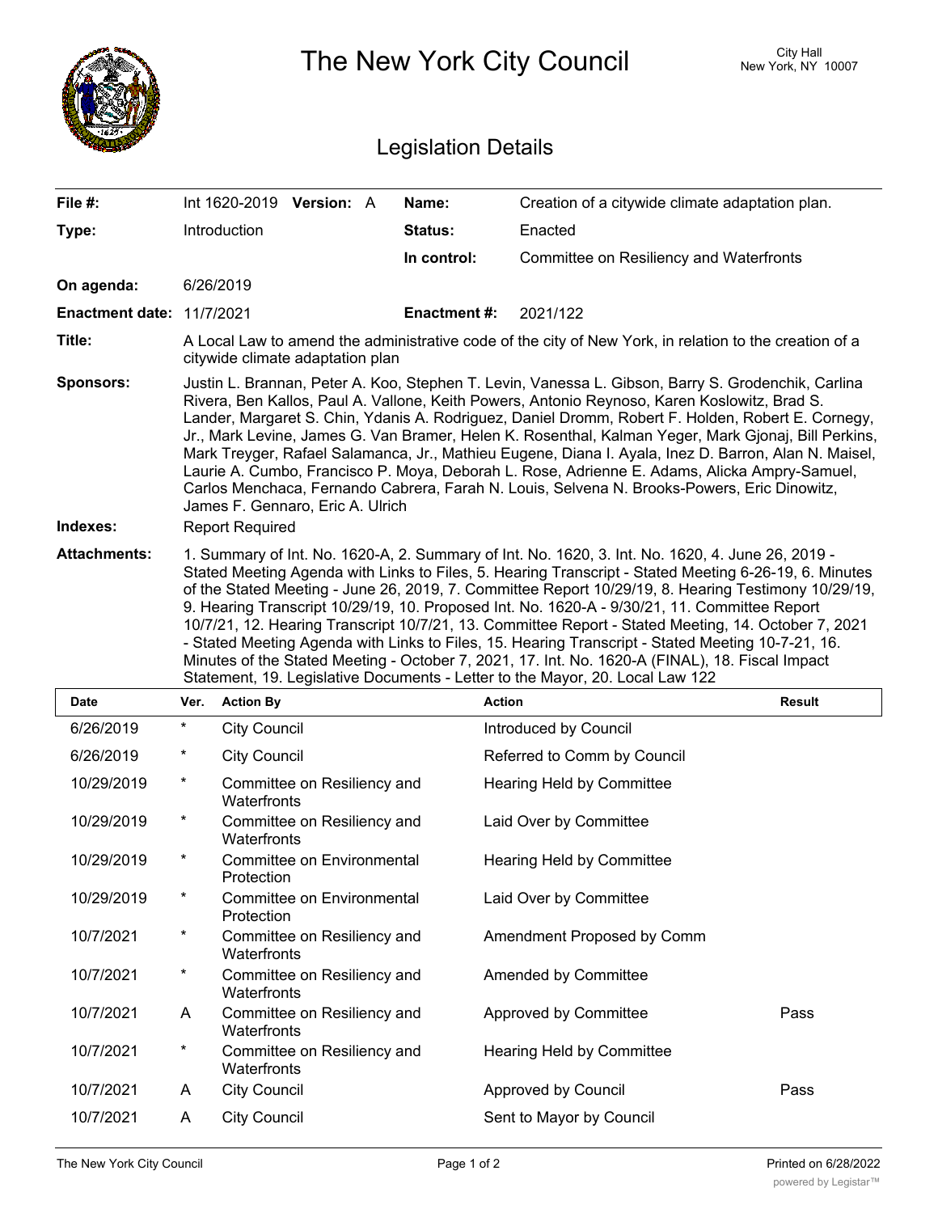# The New York City Council

City Hall
New York, NY 10007

## Legislation Details

| | | | |
|---|---|---|---|
| **File #:** | Int 1620-2019 **Version:** A | **Name:** | Creation of a citywide climate adaptation plan. |
| **Type:** | Introduction | **Status:** | Enacted |
| | | **In control:** | Committee on Resiliency and Waterfronts |
| **On agenda:** | 6/26/2019 | | |
| **Enactment date:** | 11/7/2021 | **Enactment #:** | 2021/122 |

**Title:** A Local Law to amend the administrative code of the city of New York, in relation to the creation of a citywide climate adaptation plan

**Sponsors:** Justin L. Brannan, Peter A. Koo, Stephen T. Levin, Vanessa L. Gibson, Barry S. Grodenchik, Carlina Rivera, Ben Kallos, Paul A. Vallone, Keith Powers, Antonio Reynoso, Karen Koslowitz, Brad S. Lander, Margaret S. Chin, Ydanis A. Rodriguez, Daniel Dromm, Robert F. Holden, Robert E. Cornegy, Jr., Mark Levine, James G. Van Bramer, Helen K. Rosenthal, Kalman Yeger, Mark Gjonaj, Bill Perkins, Mark Treyger, Rafael Salamanca, Jr., Mathieu Eugene, Diana I. Ayala, Inez D. Barron, Alan N. Maisel, Laurie A. Cumbo, Francisco P. Moya, Deborah L. Rose, Adrienne E. Adams, Alicka Ampry-Samuel, Carlos Menchaca, Fernando Cabrera, Farah N. Louis, Selvena N. Brooks-Powers, Eric Dinowitz, James F. Gennaro, Eric A. Ulrich

**Indexes:** Report Required

**Attachments:** 1. Summary of Int. No. 1620-A, 2. Summary of Int. No. 1620, 3. Int. No. 1620, 4. June 26, 2019 - Stated Meeting Agenda with Links to Files, 5. Hearing Transcript - Stated Meeting 6-26-19, 6. Minutes of the Stated Meeting - June 26, 2019, 7. Committee Report 10/29/19, 8. Hearing Testimony 10/29/19, 9. Hearing Transcript 10/29/19, 10. Proposed Int. No. 1620-A - 9/30/21, 11. Committee Report 10/7/21, 12. Hearing Transcript 10/7/21, 13. Committee Report - Stated Meeting, 14. October 7, 2021 - Stated Meeting Agenda with Links to Files, 15. Hearing Transcript - Stated Meeting 10-7-21, 16. Minutes of the Stated Meeting - October 7, 2021, 17. Int. No. 1620-A (FINAL), 18. Fiscal Impact Statement, 19. Legislative Documents - Letter to the Mayor, 20. Local Law 122

| Date | Ver. | Action By | Action | Result |
|---|---|---|---|---|
| 6/26/2019 | * | City Council | Introduced by Council | |
| 6/26/2019 | * | City Council | Referred to Comm by Council | |
| 10/29/2019 | * | Committee on Resiliency and Waterfronts | Hearing Held by Committee | |
| 10/29/2019 | * | Committee on Resiliency and Waterfronts | Laid Over by Committee | |
| 10/29/2019 | * | Committee on Environmental Protection | Hearing Held by Committee | |
| 10/29/2019 | * | Committee on Environmental Protection | Laid Over by Committee | |
| 10/7/2021 | * | Committee on Resiliency and Waterfronts | Amendment Proposed by Comm | |
| 10/7/2021 | * | Committee on Resiliency and Waterfronts | Amended by Committee | |
| 10/7/2021 | A | Committee on Resiliency and Waterfronts | Approved by Committee | Pass |
| 10/7/2021 | * | Committee on Resiliency and Waterfronts | Hearing Held by Committee | |
| 10/7/2021 | A | City Council | Approved by Council | Pass |
| 10/7/2021 | A | City Council | Sent to Mayor by Council | |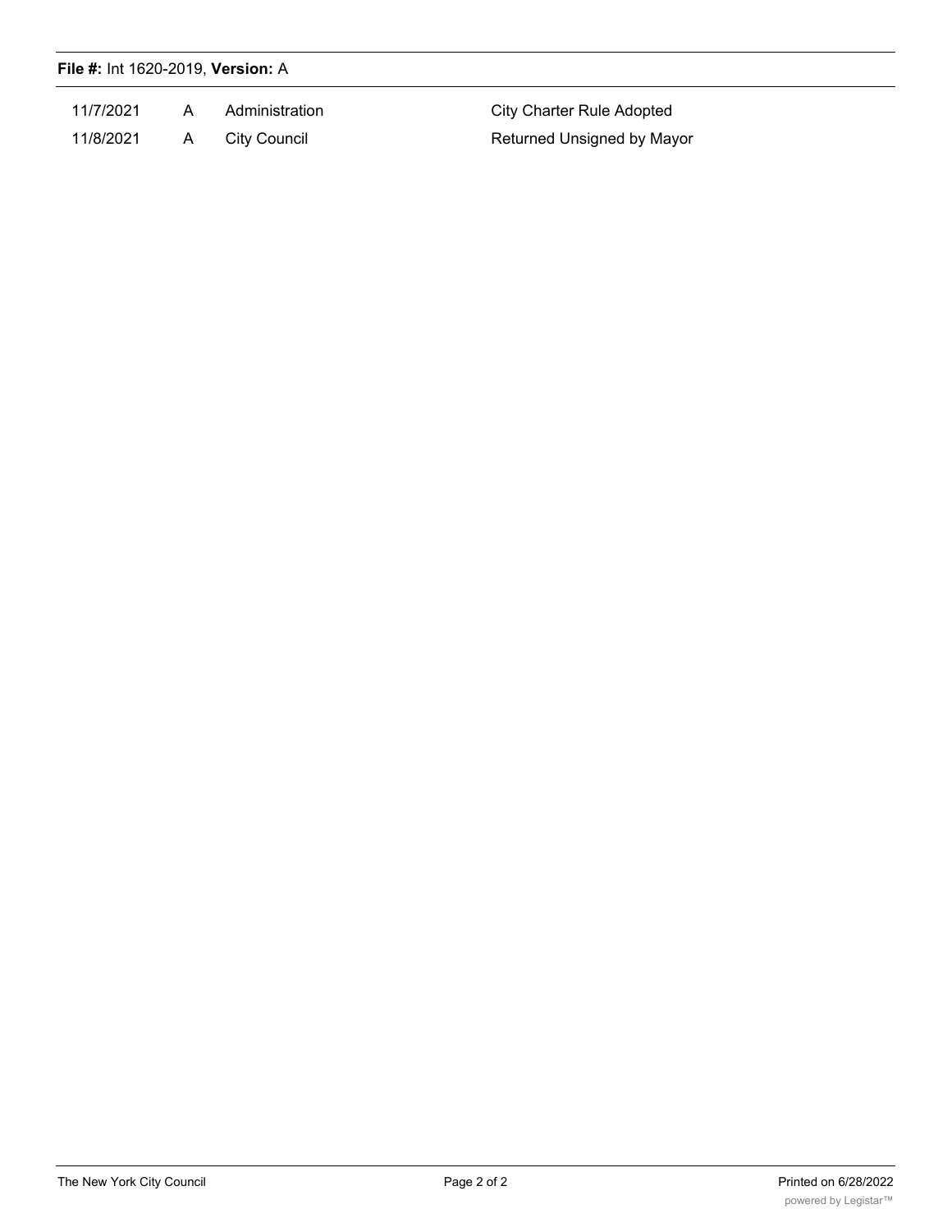**File #:** Int 1620-2019, **Version:** A

| | | | |
|---|---|---|---|
| 11/7/2021 | A | Administration | City Charter Rule Adopted |
| 11/8/2021 | A | City Council | Returned Unsigned by Mayor |